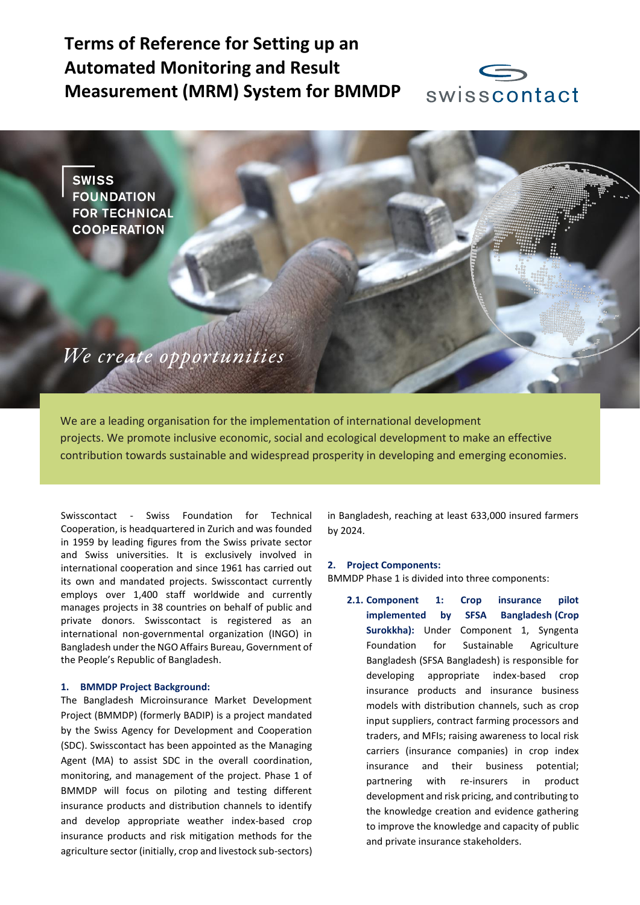# Terms of Reference for Setting up an Automated Monitoring and Result Measurement (MRM) System for BMMDP

swisscontact

SWISS FOUNDATION FOR TECHNICAL COOPERATION

*We create opportunities*

We are a leading organisation for the implementation of international development projects. We promote inclusive economic, social and ecological development to make an effective contribution towards sustainable and widespread prosperity in developing and emerging economies.

Swisscontact - Swiss Foundation for Technical Cooperation, is headquartered in Zurich and was founded in 1959 by leading figures from the Swiss private sector and Swiss universities. It is exclusively involved in international cooperation and since 1961 has carried out its own and mandated projects. Swisscontact currently employs over 1,400 staff worldwide and currently manages projects in 38 countries on behalf of public and private donors. Swisscontact is registered as an international non-governmental organization (INGO) in Bangladesh under the NGO Affairs Bureau, Government of the People's Republic of Bangladesh.

## 1. BMMDP Project Background:

The Bangladesh Microinsurance Market Development Project (BMMDP) (formerly BADIP) is a project mandated by the Swiss Agency for Development and Cooperation (SDC). Swisscontact has been appointed as the Managing Agent (MA) to assist SDC in the overall coordination, monitoring, and management of the project. Phase 1 of BMMDP will focus on piloting and testing different insurance products and distribution channels to identify and develop appropriate weather index-based crop insurance products and risk mitigation methods for the agriculture sector (initially, crop and livestock sub-sectors) in Bangladesh, reaching at least 633,000 insured farmers by 2024.

## 2. Project Components:

BMMDP Phase 1 is divided into three components:

**2.1. Component 1: Crop insurance pilot implemented by SFSA Bangladesh (Crop Surokkha):** Under Component 1, Syngenta Foundation for Sustainable Agriculture Bangladesh (SFSA Bangladesh) is responsible for developing appropriate index-based crop insurance products and insurance business models with distribution channels, such as crop input suppliers, contract farming processors and traders, and MFIs; raising awareness to local risk carriers (insurance companies) in crop index insurance and their business potential; partnering with re-insurers in product development and risk pricing, and contributing to the knowledge creation and evidence gathering to improve the knowledge and capacity of public and private insurance stakeholders.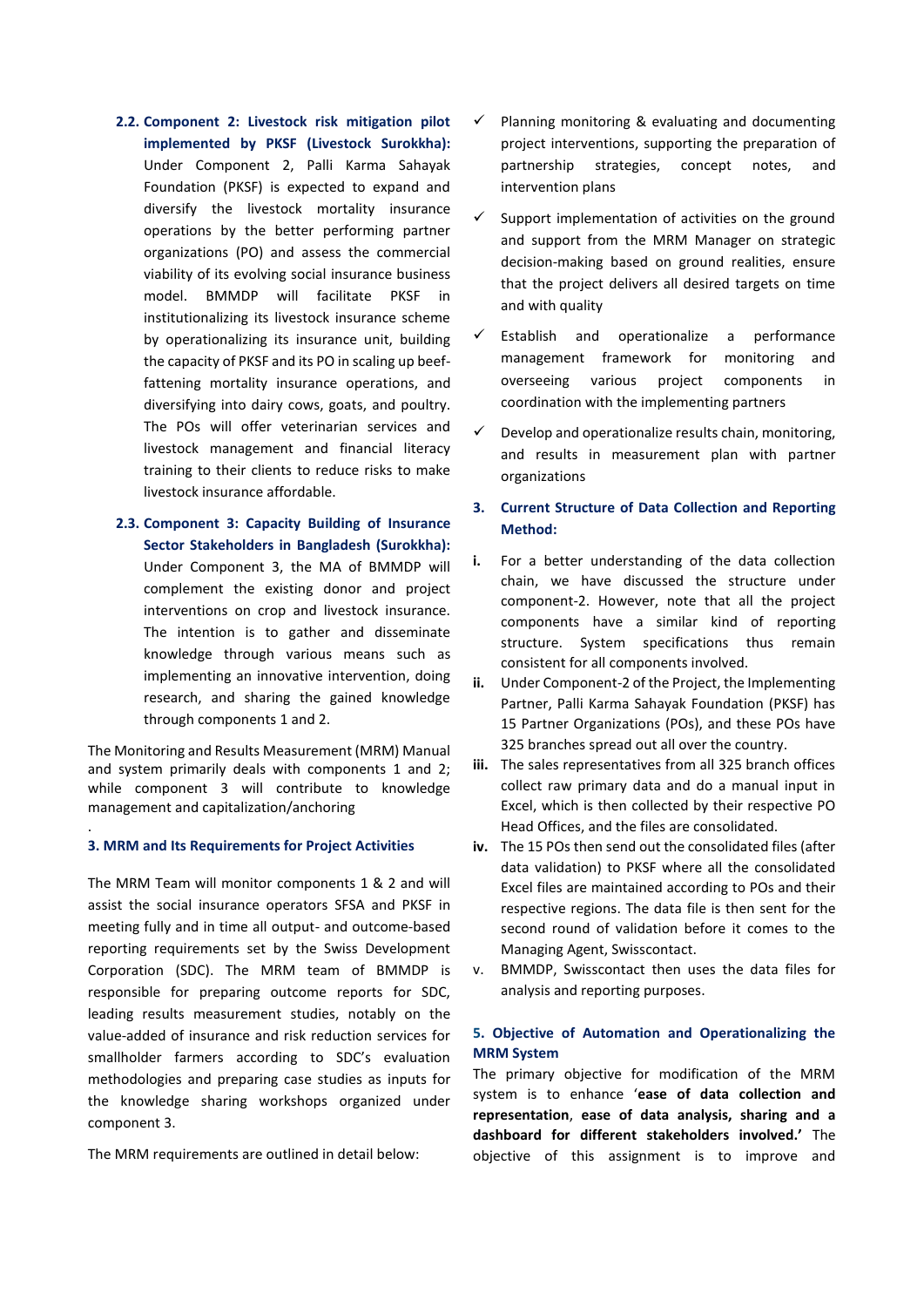**2.2. Component 2: Livestock risk mitigation pilot implemented by PKSF (Livestock Surokkha):** Under Component 2, Palli Karma Sahayak Foundation (PKSF) is expected to expand and diversify the livestock mortality insurance operations by the better performing partner organizations (PO) and assess the commercial viability of its evolving social insurance business model. BMMDP will facilitate PKSF in institutionalizing its livestock insurance scheme by operationalizing its insurance unit, building the capacity of PKSF and its PO in scaling up beef-fattening mortality insurance operations, and diversifying into dairy cows, goats, and poultry. The POs will offer veterinarian services and livestock management and financial literacy training to their clients to reduce risks to make livestock insurance affordable.

**2.3. Component 3: Capacity Building of Insurance Sector Stakeholders in Bangladesh (Surokkha):** Under Component 3, the MA of BMMDP will complement the existing donor and project interventions on crop and livestock insurance. The intention is to gather and disseminate knowledge through various means such as implementing an innovative intervention, doing research, and sharing the gained knowledge through components 1 and 2.

The Monitoring and Results Measurement (MRM) Manual and system primarily deals with components 1 and 2; while component 3 will contribute to knowledge management and capitalization/anchoring

.

### 3. MRM and Its Requirements for Project Activities

The MRM Team will monitor components 1 & 2 and will assist the social insurance operators SFSA and PKSF in meeting fully and in time all output- and outcome-based reporting requirements set by the Swiss Development Corporation (SDC). The MRM team of BMMDP is responsible for preparing outcome reports for SDC, leading results measurement studies, notably on the value-added of insurance and risk reduction services for smallholder farmers according to SDC's evaluation methodologies and preparing case studies as inputs for the knowledge sharing workshops organized under component 3.

The MRM requirements are outlined in detail below:

- ✓ Planning monitoring & evaluating and documenting project interventions, supporting the preparation of partnership strategies, concept notes, and intervention plans
- ✓ Support implementation of activities on the ground and support from the MRM Manager on strategic decision-making based on ground realities, ensure that the project delivers all desired targets on time and with quality
- ✓ Establish and operationalize a performance management framework for monitoring and overseeing various project components in coordination with the implementing partners
- ✓ Develop and operationalize results chain, monitoring, and results in measurement plan with partner organizations

### 3. Current Structure of Data Collection and Reporting Method:

- **i.** For a better understanding of the data collection chain, we have discussed the structure under component-2. However, note that all the project components have a similar kind of reporting structure. System specifications thus remain consistent for all components involved.
- **ii.** Under Component-2 of the Project, the Implementing Partner, Palli Karma Sahayak Foundation (PKSF) has 15 Partner Organizations (POs), and these POs have 325 branches spread out all over the country.
- **iii.** The sales representatives from all 325 branch offices collect raw primary data and do a manual input in Excel, which is then collected by their respective PO Head Offices, and the files are consolidated.
- **iv.** The 15 POs then send out the consolidated files (after data validation) to PKSF where all the consolidated Excel files are maintained according to POs and their respective regions. The data file is then sent for the second round of validation before it comes to the Managing Agent, Swisscontact.
- v. BMMDP, Swisscontact then uses the data files for analysis and reporting purposes.

### 5. Objective of Automation and Operationalizing the MRM System

The primary objective for modification of the MRM system is to enhance '**ease of data collection and representation**, **ease of data analysis, sharing and a dashboard for different stakeholders involved.'** The objective of this assignment is to improve and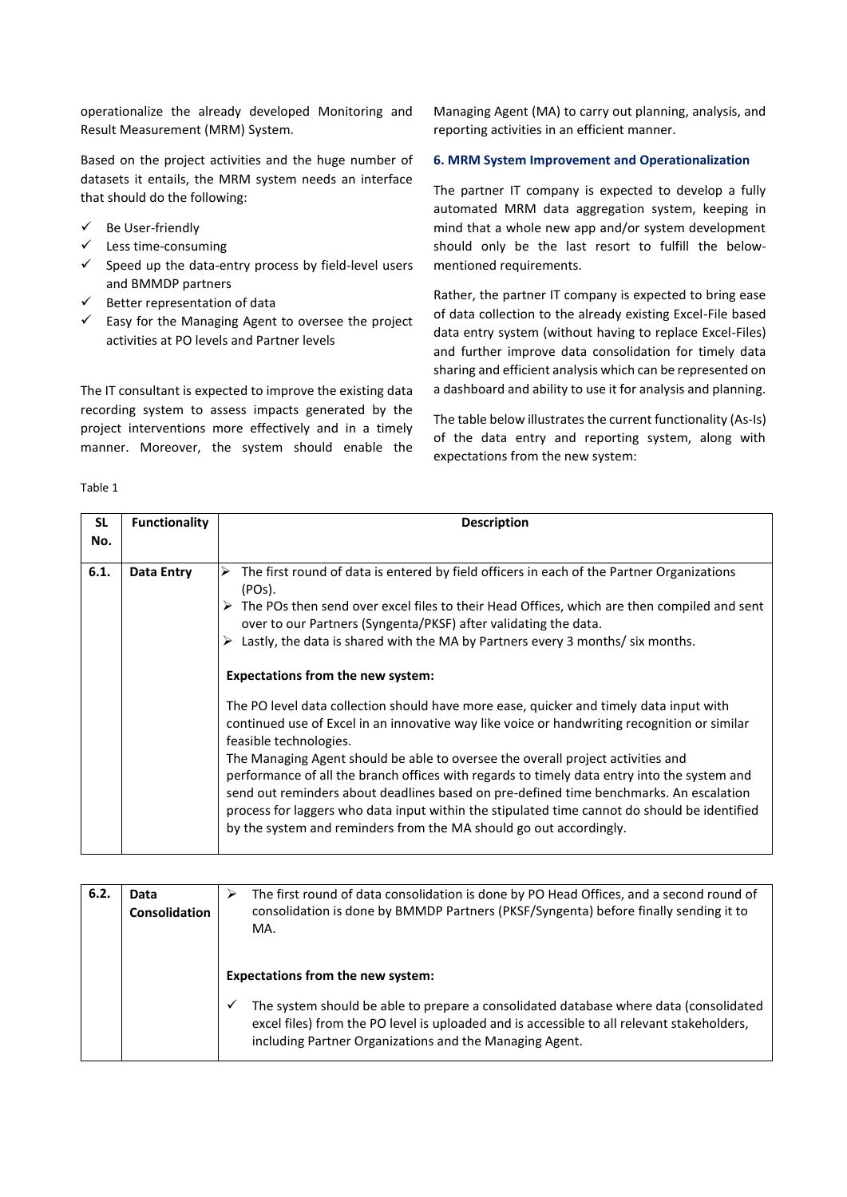operationalize the already developed Monitoring and Result Measurement (MRM) System.

Based on the project activities and the huge number of datasets it entails, the MRM system needs an interface that should do the following:

- ✓ Be User-friendly
- ✓ Less time-consuming
- ✓ Speed up the data-entry process by field-level users and BMMDP partners
- ✓ Better representation of data
- ✓ Easy for the Managing Agent to oversee the project activities at PO levels and Partner levels

The IT consultant is expected to improve the existing data recording system to assess impacts generated by the project interventions more effectively and in a timely manner. Moreover, the system should enable the Managing Agent (MA) to carry out planning, analysis, and reporting activities in an efficient manner.

## 6. MRM System Improvement and Operationalization

The partner IT company is expected to develop a fully automated MRM data aggregation system, keeping in mind that a whole new app and/or system development should only be the last resort to fulfill the below-mentioned requirements.

Rather, the partner IT company is expected to bring ease of data collection to the already existing Excel-File based data entry system (without having to replace Excel-Files) and further improve data consolidation for timely data sharing and efficient analysis which can be represented on a dashboard and ability to use it for analysis and planning.

The table below illustrates the current functionality (As-Is) of the data entry and reporting system, along with expectations from the new system:

Table 1

| SL No. | Functionality | Description |
|---|---|---|
| 6.1. | **Data Entry** | ➢ The first round of data is entered by field officers in each of the Partner Organizations (POs).<br>➢ The POs then send over excel files to their Head Offices, which are then compiled and sent over to our Partners (Syngenta/PKSF) after validating the data.<br>➢ Lastly, the data is shared with the MA by Partners every 3 months/ six months.<br><br>**Expectations from the new system:**<br><br>The PO level data collection should have more ease, quicker and timely data input with continued use of Excel in an innovative way like voice or handwriting recognition or similar feasible technologies.<br>The Managing Agent should be able to oversee the overall project activities and performance of all the branch offices with regards to timely data entry into the system and send out reminders about deadlines based on pre-defined time benchmarks. An escalation process for laggers who data input within the stipulated time cannot do should be identified by the system and reminders from the MA should go out accordingly. |
| 6.2. | **Data Consolidation** | ➢ The first round of data consolidation is done by PO Head Offices, and a second round of consolidation is done by BMMDP Partners (PKSF/Syngenta) before finally sending it to MA.<br><br>**Expectations from the new system:**<br><br>✓ The system should be able to prepare a consolidated database where data (consolidated excel files) from the PO level is uploaded and is accessible to all relevant stakeholders, including Partner Organizations and the Managing Agent. |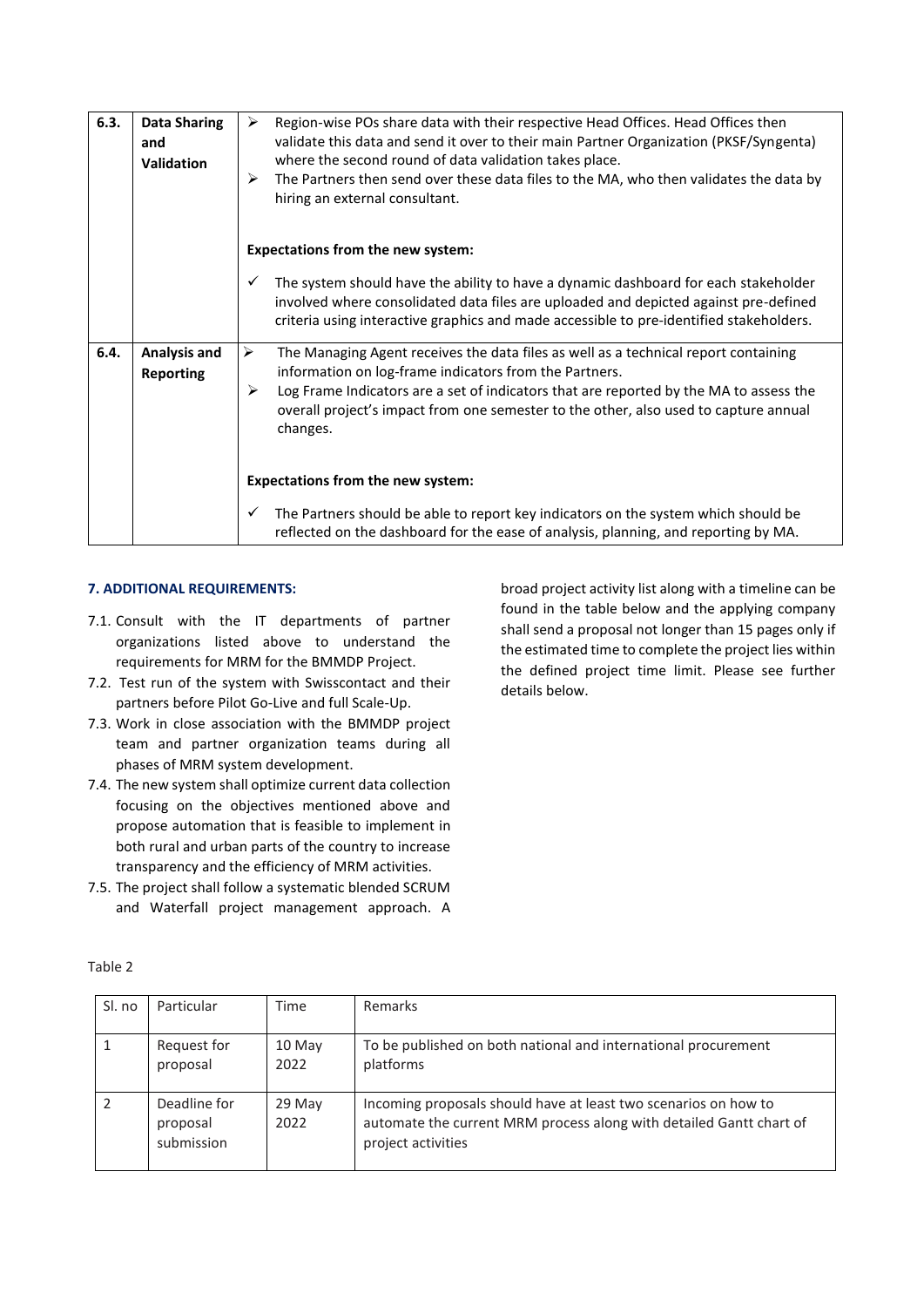| | | |
|---|---|---|
| 6.3. | **Data Sharing and Validation** | ➢ Region-wise POs share data with their respective Head Offices. Head Offices then validate this data and send it over to their main Partner Organization (PKSF/Syngenta) where the second round of data validation takes place.<br>➢ The Partners then send over these data files to the MA, who then validates the data by hiring an external consultant.<br><br>**Expectations from the new system:**<br><br>✓ The system should have the ability to have a dynamic dashboard for each stakeholder involved where consolidated data files are uploaded and depicted against pre-defined criteria using interactive graphics and made accessible to pre-identified stakeholders. |
| 6.4. | **Analysis and Reporting** | ➢ The Managing Agent receives the data files as well as a technical report containing information on log-frame indicators from the Partners.<br>➢ Log Frame Indicators are a set of indicators that are reported by the MA to assess the overall project's impact from one semester to the other, also used to capture annual changes.<br><br>**Expectations from the new system:**<br><br>✓ The Partners should be able to report key indicators on the system which should be reflected on the dashboard for the ease of analysis, planning, and reporting by MA. |

## 7. ADDITIONAL REQUIREMENTS:

7.1. Consult with the IT departments of partner organizations listed above to understand the requirements for MRM for the BMMDP Project.

7.2. Test run of the system with Swisscontact and their partners before Pilot Go-Live and full Scale-Up.

7.3. Work in close association with the BMMDP project team and partner organization teams during all phases of MRM system development.

7.4. The new system shall optimize current data collection focusing on the objectives mentioned above and propose automation that is feasible to implement in both rural and urban parts of the country to increase transparency and the efficiency of MRM activities.

7.5. The project shall follow a systematic blended SCRUM and Waterfall project management approach. A broad project activity list along with a timeline can be found in the table below and the applying company shall send a proposal not longer than 15 pages only if the estimated time to complete the project lies within the defined project time limit. Please see further details below.

Table 2

| Sl. no | Particular | Time | Remarks |
|---|---|---|---|
| 1 | Request for proposal | 10 May 2022 | To be published on both national and international procurement platforms |
| 2 | Deadline for proposal submission | 29 May 2022 | Incoming proposals should have at least two scenarios on how to automate the current MRM process along with detailed Gantt chart of project activities |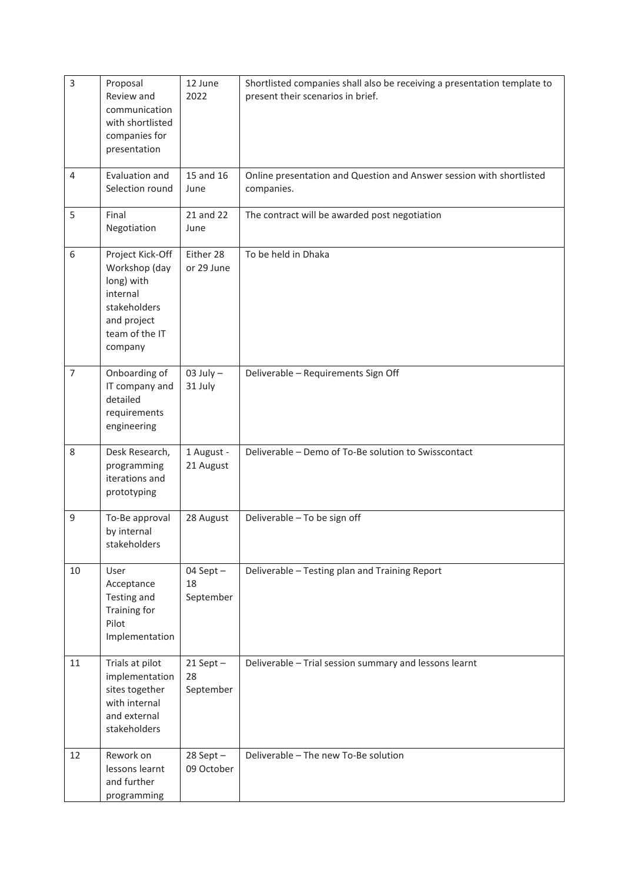| 3 | Proposal Review and communication with shortlisted companies for presentation | 12 June 2022 | Shortlisted companies shall also be receiving a presentation template to present their scenarios in brief. |
|---|---|---|---|
| 4 | Evaluation and Selection round | 15 and 16 June | Online presentation and Question and Answer session with shortlisted companies. |
| 5 | Final Negotiation | 21 and 22 June | The contract will be awarded post negotiation |
| 6 | Project Kick-Off Workshop (day long) with internal stakeholders and project team of the IT company | Either 28 or 29 June | To be held in Dhaka |
| 7 | Onboarding of IT company and detailed requirements engineering | 03 July – 31 July | Deliverable – Requirements Sign Off |
| 8 | Desk Research, programming iterations and prototyping | 1 August - 21 August | Deliverable – Demo of To-Be solution to Swisscontact |
| 9 | To-Be approval by internal stakeholders | 28 August | Deliverable – To be sign off |
| 10 | User Acceptance Testing and Training for Pilot Implementation | 04 Sept – 18 September | Deliverable – Testing plan and Training Report |
| 11 | Trials at pilot implementation sites together with internal and external stakeholders | 21 Sept – 28 September | Deliverable – Trial session summary and lessons learnt |
| 12 | Rework on lessons learnt and further programming | 28 Sept – 09 October | Deliverable – The new To-Be solution |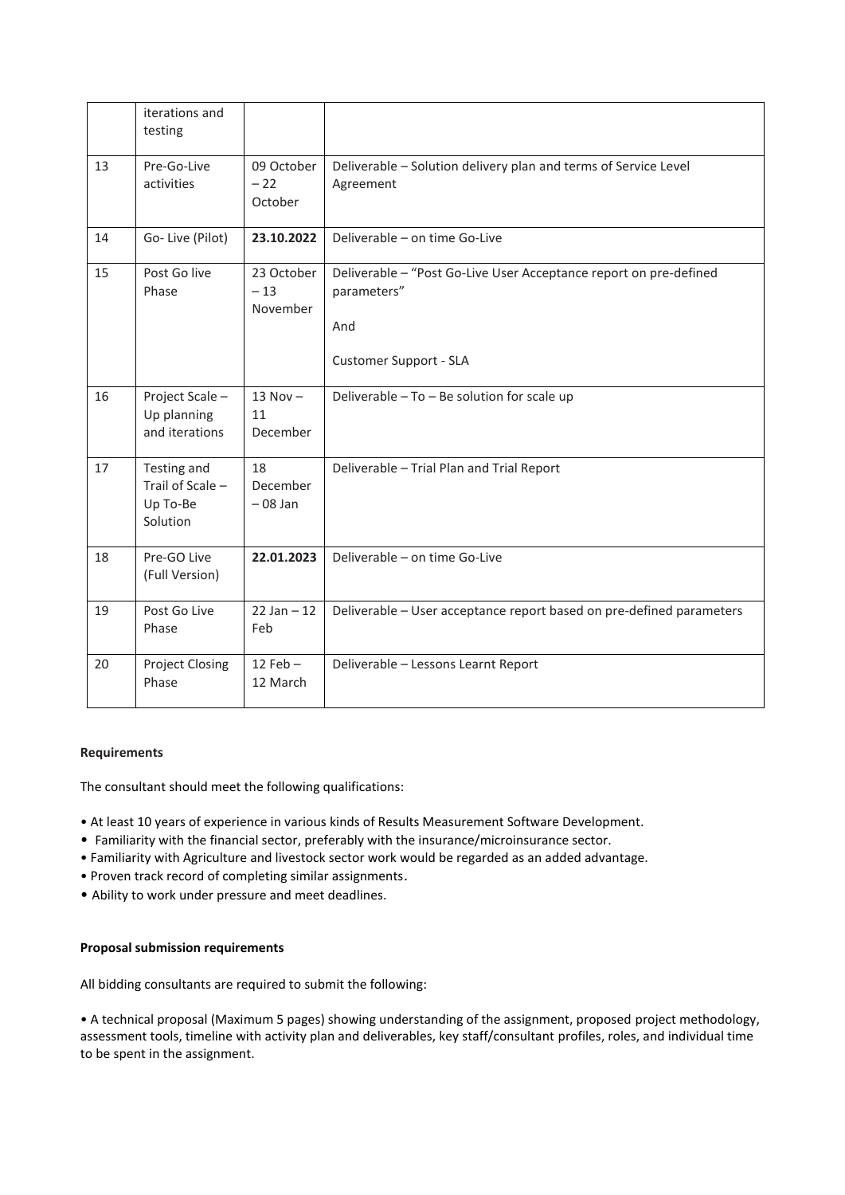| | | | |
|---|---|---|---|
| | iterations and testing | | |
| 13 | Pre-Go-Live activities | 09 October – 22 October | Deliverable – Solution delivery plan and terms of Service Level Agreement |
| 14 | Go- Live (Pilot) | **23.10.2022** | Deliverable – on time Go-Live |
| 15 | Post Go live Phase | 23 October – 13 November | Deliverable – "Post Go-Live User Acceptance report on pre-defined parameters"<br><br>And<br><br>Customer Support - SLA |
| 16 | Project Scale – Up planning and iterations | 13 Nov – 11 December | Deliverable – To – Be solution for scale up |
| 17 | Testing and Trail of Scale – Up To-Be Solution | 18 December – 08 Jan | Deliverable – Trial Plan and Trial Report |
| 18 | Pre-GO Live (Full Version) | **22.01.2023** | Deliverable – on time Go-Live |
| 19 | Post Go Live Phase | 22 Jan – 12 Feb | Deliverable – User acceptance report based on pre-defined parameters |
| 20 | Project Closing Phase | 12 Feb – 12 March | Deliverable – Lessons Learnt Report |

**Requirements**

The consultant should meet the following qualifications:

- At least 10 years of experience in various kinds of Results Measurement Software Development.
- Familiarity with the financial sector, preferably with the insurance/microinsurance sector.
- Familiarity with Agriculture and livestock sector work would be regarded as an added advantage.
- Proven track record of completing similar assignments.
- Ability to work under pressure and meet deadlines.

**Proposal submission requirements**

All bidding consultants are required to submit the following:

- A technical proposal (Maximum 5 pages) showing understanding of the assignment, proposed project methodology, assessment tools, timeline with activity plan and deliverables, key staff/consultant profiles, roles, and individual time to be spent in the assignment.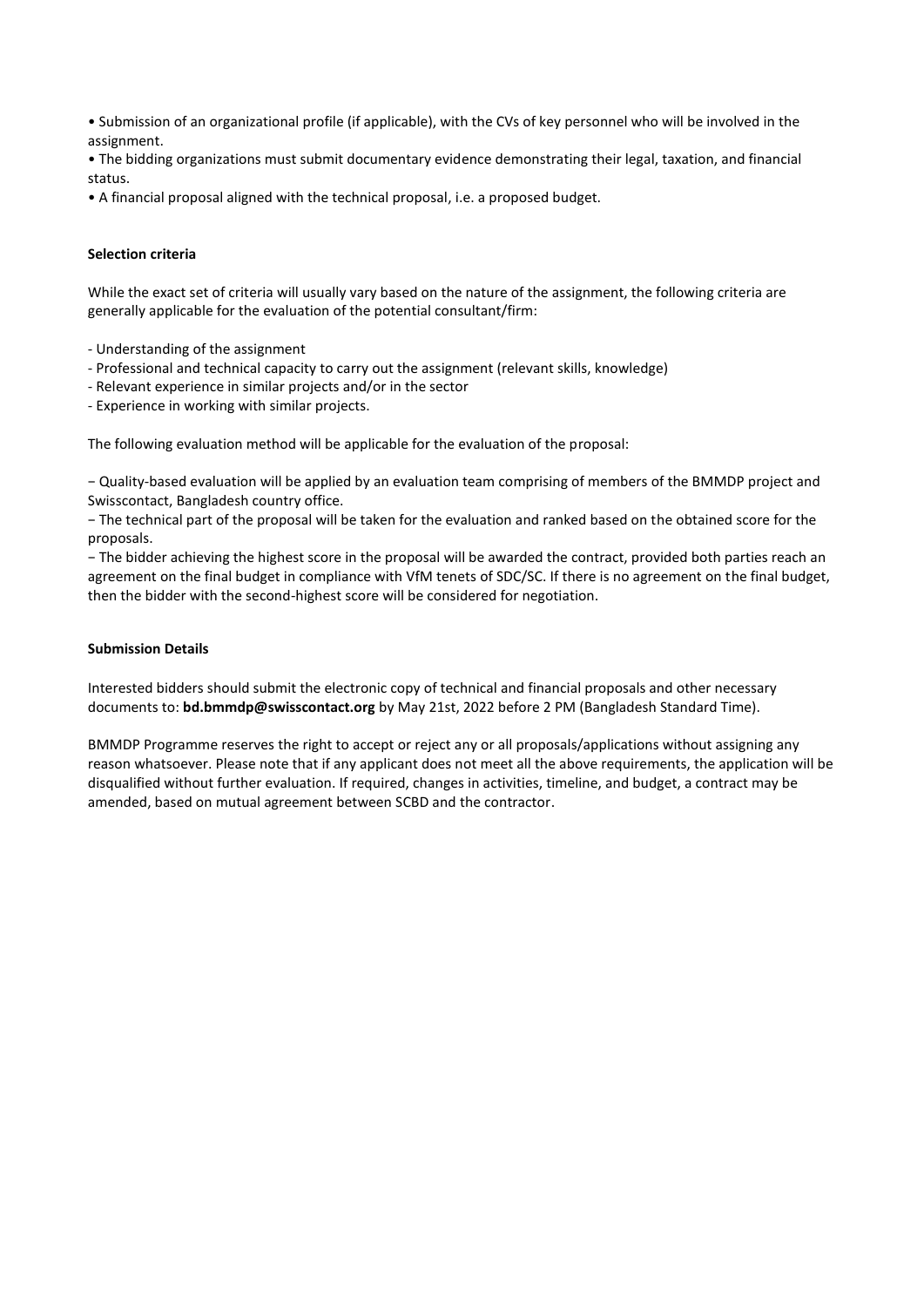- Submission of an organizational profile (if applicable), with the CVs of key personnel who will be involved in the assignment.
- The bidding organizations must submit documentary evidence demonstrating their legal, taxation, and financial status.
- A financial proposal aligned with the technical proposal, i.e. a proposed budget.

**Selection criteria**

While the exact set of criteria will usually vary based on the nature of the assignment, the following criteria are generally applicable for the evaluation of the potential consultant/firm:

- Understanding of the assignment
- Professional and technical capacity to carry out the assignment (relevant skills, knowledge)
- Relevant experience in similar projects and/or in the sector
- Experience in working with similar projects.

The following evaluation method will be applicable for the evaluation of the proposal:

− Quality-based evaluation will be applied by an evaluation team comprising of members of the BMMDP project and Swisscontact, Bangladesh country office.
− The technical part of the proposal will be taken for the evaluation and ranked based on the obtained score for the proposals.
− The bidder achieving the highest score in the proposal will be awarded the contract, provided both parties reach an agreement on the final budget in compliance with VfM tenets of SDC/SC. If there is no agreement on the final budget, then the bidder with the second-highest score will be considered for negotiation.

**Submission Details**

Interested bidders should submit the electronic copy of technical and financial proposals and other necessary documents to: **bd.bmmdp@swisscontact.org** by May 21st, 2022 before 2 PM (Bangladesh Standard Time).

BMMDP Programme reserves the right to accept or reject any or all proposals/applications without assigning any reason whatsoever. Please note that if any applicant does not meet all the above requirements, the application will be disqualified without further evaluation. If required, changes in activities, timeline, and budget, a contract may be amended, based on mutual agreement between SCBD and the contractor.